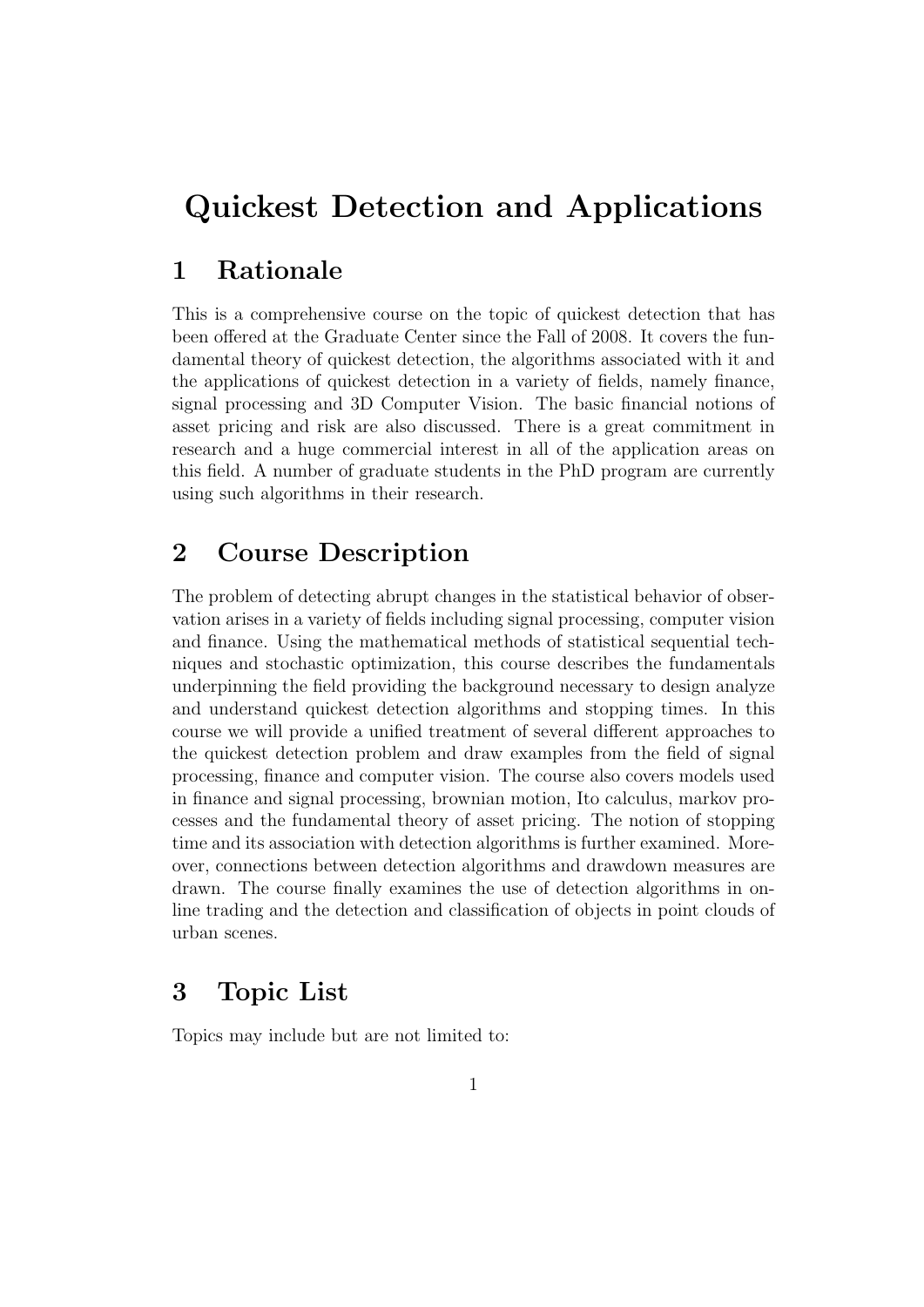# Quickest Detection and Applications

## 1 Rationale

This is a comprehensive course on the topic of quickest detection that has been offered at the Graduate Center since the Fall of 2008. It covers the fundamental theory of quickest detection, the algorithms associated with it and the applications of quickest detection in a variety of fields, namely finance, signal processing and 3D Computer Vision. The basic financial notions of asset pricing and risk are also discussed. There is a great commitment in research and a huge commercial interest in all of the application areas on this field. A number of graduate students in the PhD program are currently using such algorithms in their research.

## 2 Course Description

The problem of detecting abrupt changes in the statistical behavior of observation arises in a variety of fields including signal processing, computer vision and finance. Using the mathematical methods of statistical sequential techniques and stochastic optimization, this course describes the fundamentals underpinning the field providing the background necessary to design analyze and understand quickest detection algorithms and stopping times. In this course we will provide a unified treatment of several different approaches to the quickest detection problem and draw examples from the field of signal processing, finance and computer vision. The course also covers models used in finance and signal processing, brownian motion, Ito calculus, markov processes and the fundamental theory of asset pricing. The notion of stopping time and its association with detection algorithms is further examined. Moreover, connections between detection algorithms and drawdown measures are drawn. The course finally examines the use of detection algorithms in online trading and the detection and classification of objects in point clouds of urban scenes.

## 3 Topic List

Topics may include but are not limited to: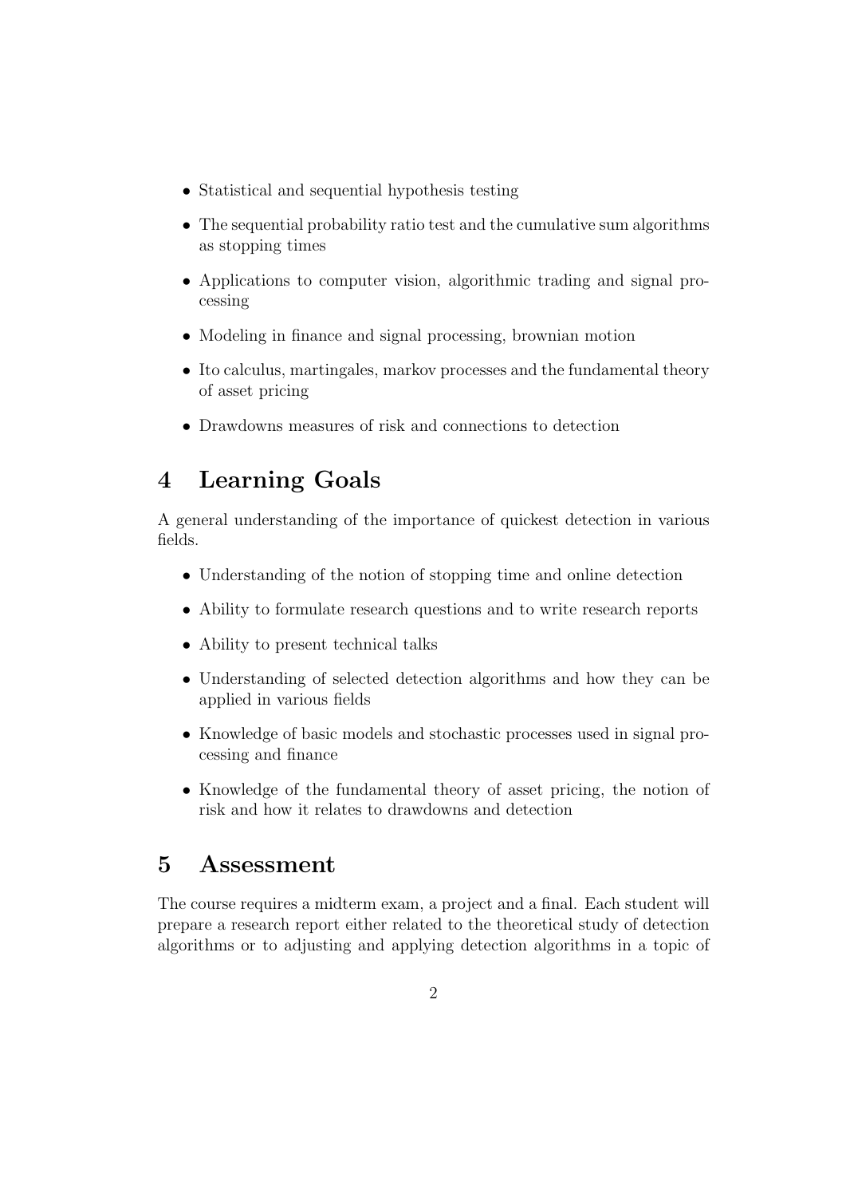- Statistical and sequential hypothesis testing
- The sequential probability ratio test and the cumulative sum algorithms as stopping times
- Applications to computer vision, algorithmic trading and signal processing
- Modeling in finance and signal processing, brownian motion
- Ito calculus, martingales, markov processes and the fundamental theory of asset pricing
- Drawdowns measures of risk and connections to detection

## 4 Learning Goals

A general understanding of the importance of quickest detection in various fields.

- Understanding of the notion of stopping time and online detection
- Ability to formulate research questions and to write research reports
- Ability to present technical talks
- Understanding of selected detection algorithms and how they can be applied in various fields
- Knowledge of basic models and stochastic processes used in signal processing and finance
- Knowledge of the fundamental theory of asset pricing, the notion of risk and how it relates to drawdowns and detection

## 5 Assessment

The course requires a midterm exam, a project and a final. Each student will prepare a research report either related to the theoretical study of detection algorithms or to adjusting and applying detection algorithms in a topic of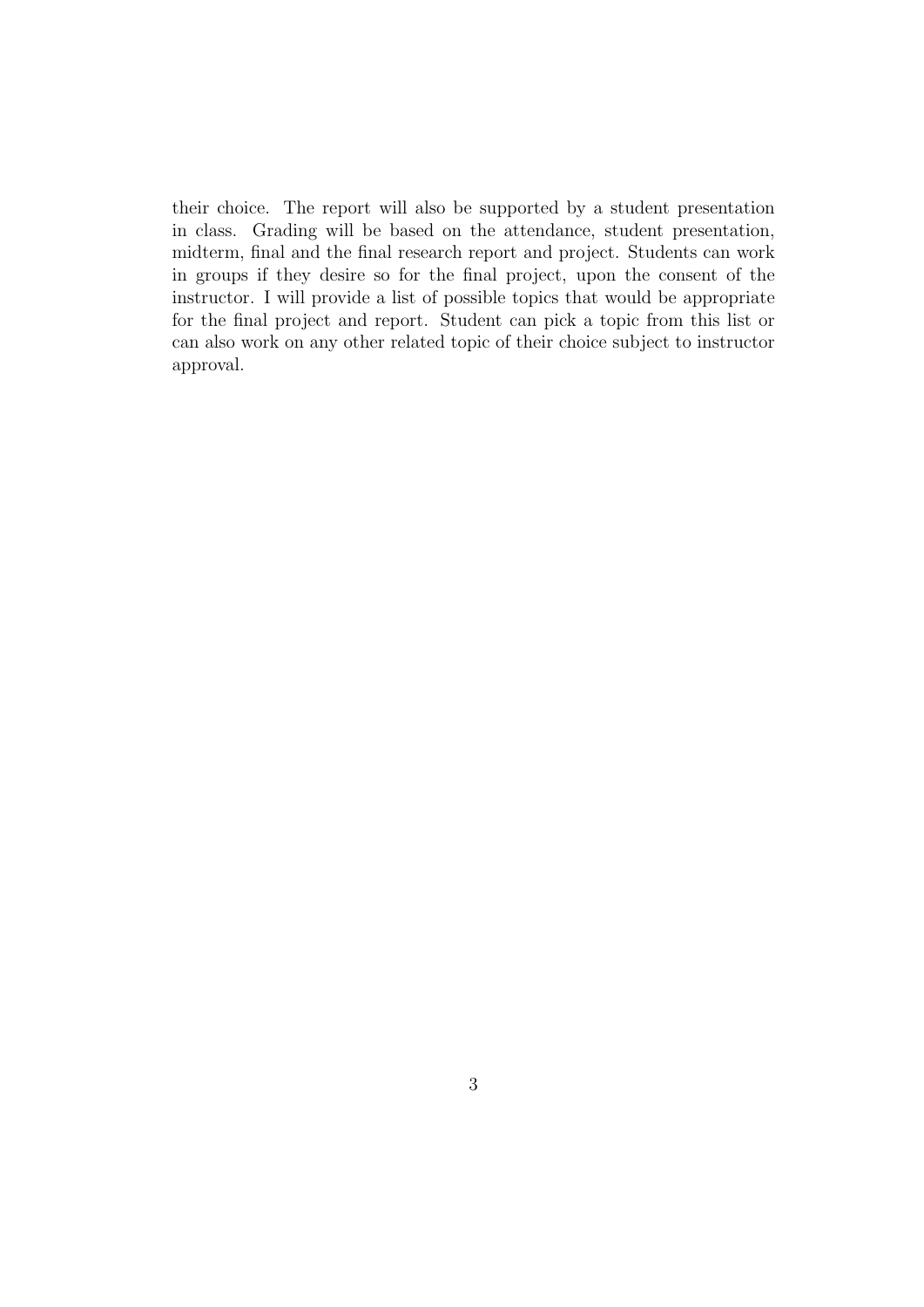their choice. The report will also be supported by a student presentation in class. Grading will be based on the attendance, student presentation, midterm, final and the final research report and project. Students can work in groups if they desire so for the final project, upon the consent of the instructor. I will provide a list of possible topics that would be appropriate for the final project and report. Student can pick a topic from this list or can also work on any other related topic of their choice subject to instructor approval.